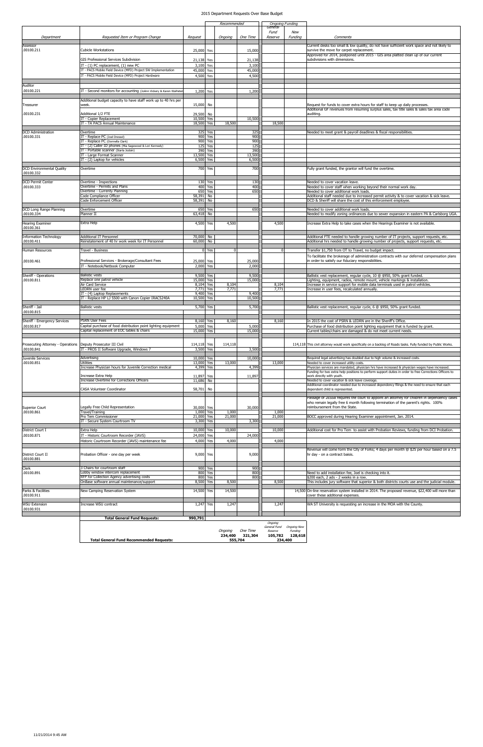# 2015 Department Requests Over Base Budget

| Department | Requested Item or Program Change | Request | Recommended | Ongoing | One Time | Ongoing Funding General Fund Reserve | Ongoing Funding New Funding | Comments |
|---|---|---|---|---|---|---|---|---|
| Assessor .00100.211 | Cubicle Workstations | 25,000 | Yes | | 15,000 | | | Current desks too small & low quality, do not have sufficient work space and not likely to survive the move for carpet replacement. |
| | GIS Professional Services Subdivision | 21,138 | Yes | | 21,138 | | | Approved for 2014, postponed until 2015 - GIS area platted clean up of our current subdivisions with dimensions. |
| | IT - (1) PC replacement, (1) new PC | 3,100 | Yes | | 3,100 | | | |
| | IT - PACS Mobile Field Device (MFD) Project SW Implementation | 45,000 | Yes | | 45,000 | | | |
| | IT - PACS Mobile Field Device (MFD) Project Hardware | 4,500 | Yes | | 4,500 | | | |
| Auditor .00100.221 | IT - Second monitors for accounting (JoAnn Vickery & Karen Wallsten) | 1,200 | Yes | | 1,200 | | | |
| Treasurer | Additional budget capacity to have staff work up to 40 hrs per week. | 15,000 | No | | | | | Request for funds to cover extra hours for staff to keep up daily processes. |
| .00100.231 | Additional 1/2 FTE | 29,500 | No | | | | | Additional GF revenues from resuming surplus sales, tax title sales & sales tax area code auditing. |
| | IT - Copier Replacement | 10,500 | Yes | | 10,500 | | | |
| | IT - TA PACS Annual Maintenance | 18,500 | Yes | 18,500 | | 18,500 | | |
| DCD Administration .00100.331 | Overtime | 325 | Yes | | 325 | | | Needed to meet grant & payroll deadlines & fiscal responsibilities. |
| | IT - Replace PC (Joel Dressel) | 900 | Yes | | 900 | | | |
| | IT - Replace PC (Donnella Clark) | 900 | Yes | | 900 | | | |
| | IT - (2) Caller ID phones (Mia Sagewood & Lori Kennedy) | 125 | Yes | | 125 | | | |
| | IT - Portable scanner (Starla Jodoin) | 390 | Yes | | 390 | | | |
| | IT - Large Format Scanner | 13,500 | Yes | | 13,500 | | | |
| | IT - (2) Laptop for vehicles | 6,500 | Yes | | 6,500 | | | |
| DCD Environmental Quality .00100.332 | Overtime | 700 | Yes | | 700 | | | Fully grant funded, the grantor will fund the overtime. |
| DCD Permit Center .00100.333 | Overtime - Inspections | 130 | Yes | | 130 | | | Needed to cover vacation leave. |
| | Overtime - Permits and Plans | 400 | Yes | | 400 | | | Needed to cover staff when working beyond their normal work day. |
| | Overtime - Currenty Planning | 650 | Yes | | 650 | | | Needed to cover additional work loads. |
| | Code Compliance Officer | 58,391 | No | | | | | Additional staff needed due to increased permit activity & to cover vacation & sick leave. |
| | Code Enforcement Officer | 58,391 | No | | | | | DCD & Sheriff will share the cost of this enforcement employee. |
| DCD Long Range Planning .00100.334 | Overtime | 650 | Yes | | 650 | | | Needed to cover additional work loads. |
| | Planner II | 63,418 | No | | | | | Needed to modify zoning ordinances due to sewer expansion in eastern PA & Carlsborg UGA. |
| Hearing Examiner .00100.361 | Extra Help | 4,500 | Yes | 4,500 | | 4,500 | | Increase Extra Help to take cases when the Hearings Examiner is not available. |
| Information Technology .00100.411 | Additional IT Personnel | 70,000 | No | | | | | Additional FTE needed to handle growing number of IT projects, support requests, etc. |
| | Reinstatement of 40 hr work week for IT Personnel | 60,000 | No | | | | | Additional hrs needed to handle growing number of projects, support requests, etc. |
| Human Resources | Travel - Business | 0 | Yes | 0 | | 0 | | Transfer $1,750 from OT to Travel, no budget impact. |
| .00100.461 | Professional Services - Brokerage/Consultant Fees | 25,000 | Yes | | 25,000 | | | To facilitate the brokerage of administration contracts with our deferred compensation plans in order to satisfy our fiduciary responsibilities. |
| | IT - Notebook/Netbook Computer | 2,000 | Yes | | 2,000 | | | |
| Sheriff - Operations .00100.811 | Ballistic vests | 9,500 | Yes | | 9,500 | | | Ballistic vest replacement, regular cycle, 10 @ $950, 50% grant funded. |
| | Replace one patrol vehicle | 15,000 | Yes | | 15,000 | | | Lighting, equipment, radios, remote mount, vehicle markings & installation. |
| | Air Card Service | 8,104 | Yes | 8,104 | | 8,104 | | Increase in service support for mobile data terminals used in patrol vehicles. |
| | LEDRN user fee | 7,771 | Yes | 7,771 | | 7,771 | | Increase in user fees, recalculated annually. |
| | IT - (4) Laptop Replacements | 9,400 | Yes | | 9,400 | | | |
| | IT - Replace HP LJ 5500 with Canon Copier IRAC5240A | 10,500 | Yes | | 10,500 | | | |
| Sheriff - Jail .00100.815 | Ballistic vests | 5,700 | Yes | | 5,700 | | | Ballistic vest replacement, regular cycle, 6 @ $950, 50% grant funded. |
| Sheriff - Emergency Services | PSRN User Fees | 8,160 | Yes | 8,160 | | 8,160 | | In 2015 the cost of PSRN & LEDRN are in the Sheriff's Office. |
| .00100.817 | Capital purchase of food distribution point lighting equipment | 5,000 | Yes | | 5,000 | | | Purchase of food distribution point lighting equipment that is funded by grant. |
| | Capital replacement of EOC tables & chairs | 15,000 | Yes | | 15,000 | | | Current tables/chairs are damaged & do not meet current needs. |
| Prosecuting Attorney - Operations | Deputy Prosecutor III Civil | 114,118 | Yes | 114,118 | | | 114,118 | This civil attorney would work specifically on a backlog of Roads tasks. Fully funded by Public Works. |
| .00100.841 | IT - PROS II Software Upgrade, Windows 7 | 3,500 | Yes | | 3,500 | | | |
| Juvenile Services | Advertising | 10,000 | Yes | | 10,000 | | | Required legal advertising has doubled due to high volume & increased costs. |
| .00100.851 | Utilities | 13,000 | Yes | 13,000 | | 13,000 | | Needed to cover increased utility costs. |
| | Increase Physician hours for Juvenile Correction medical | 4,399 | Yes | | 4,399 | | | Physician services are mandated, physician hrs have increased & physician wages have increased. |
| | Increase Extra Help | 11,897 | Yes | | 11,897 | | | Funding for two extra help positions to perform support duties in order to free Corrections Officers to work directly with youth. |
| | Increase Overtime for Corrections Officers | 11,686 | No | | | | | Needed to cover vacation & sick leave coverage. |
| | CASA Volunteer Coordinator | 58,701 | No | | | | | Additional coordinator needed due to increased dependency filings & the need to ensure that each dependent child is represented. |
| Superior Court .00100.861 | Legally Free Child Representation | 30,000 | Yes | | 30,000 | | | Passage of 2ESSB requires the court to appoint an attorney for children in dependency cases who remain legally free 6 month following termination of the parent's rights. 100% reimbursement from the State. |
| | Travel/Training | 1,000 | Yes | 1,000 | | 1,000 | | |
| | Pro Tem Commissioner | 21,000 | Yes | 21,000 | | 21,000 | | BOCC approved during Hearing Examiner appointment, Jan. 2014. |
| | IT - Secure System Courtroom TV | 3,300 | Yes | | 3,300 | | | |
| District Court I | Extra Help | 10,000 | Yes | 10,000 | | 10,000 | | Additional cost for Pro Tem to assist with Probation Reviews, funding from DCI Probation. |
| .00100.871 | IT - Historic Courtroom Recorder (JAVS) | 24,000 | Yes | | 24,000 | | | |
| | Historic Courtroom Recorder (JAVS) maintenance fee | 4,000 | Yes | 4,000 | | 4,000 | | |
| District Court II .00100.881 | Probation Officer - one day per week | 9,000 | Yes | | 9,000 | | | Revenue will come form the City of Forks; 4 days per month @ $25 per hour based on a 7.5 hr day - on a contract basis. |
| Clerk | 3 Chairs for courtroom staff | 900 | Yes | | 900 | | | |
| .00100.891 | Lobby window intercom replacement | 800 | Yes | | 800 | | | Need to add installation fee, Joel is checking into it. |
| | RFP for Collection Agency advertising costs | 800 | Yes | | 800 | | | $200 each, 2 ads - 2 weeks in a row. |
| | OnBase software annual maintenance/support | 8,500 | Yes | 8,500 | | 8,500 | | This includes jury software that superior & both districts courts use and the judicial module. |
| Parks & Facilities .00100.911 | New Camping Reservation System | 14,500 | Yes | 14,500 | | | 14,500 | On-line reservation system installed in 2014. The proposed revenue, $22,400 will more than cover these additional expenses. |
| WSU Extension .00100.931 | Increase WSU contract | 1,247 | Yes | 1,247 | | 1,247 | | WA ST University is requesting an increase in the MOA with the County. |
| | **Total General Fund Requests:** | **990,791** | | | | | | |

| | Ongoing | One Time | Ongoing General Fund Reserve | Ongoing New Funding |
|---|---|---|---|---|
| | 234,400 | 321,304 | 105,782 | 128,618 |
| **Total General Fund Recommended Requests:** | 555,704 | | 234,400 | |

11/21/2014 9:45 AM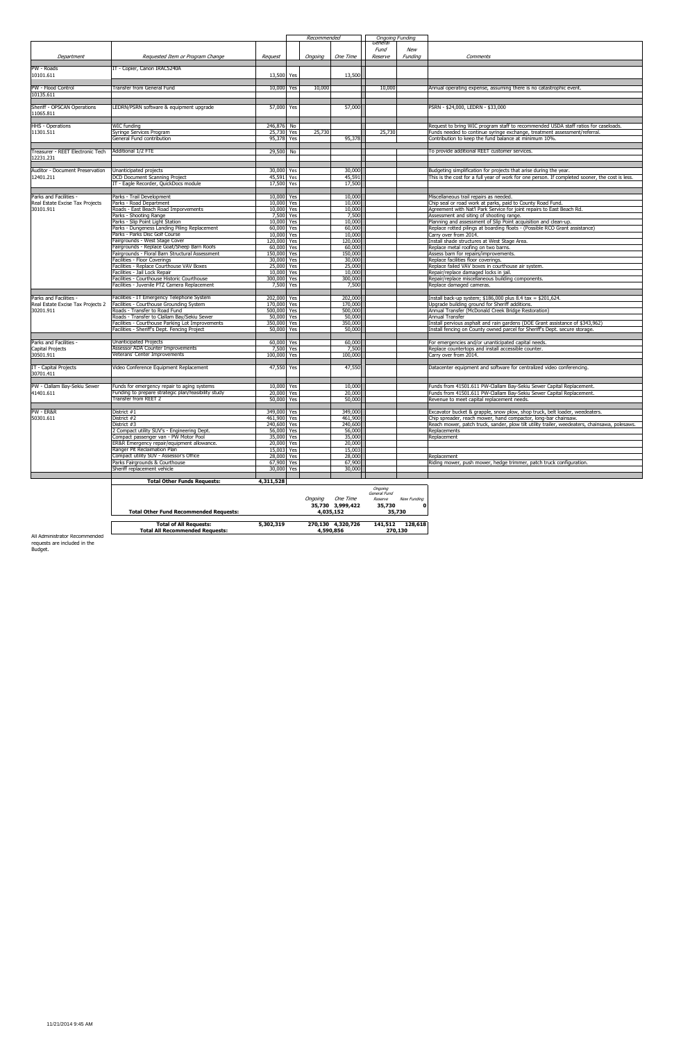| | | | | Recommended | | Ongoing Funding | | |
|---|---|---|---|---|---|---|---|---|
| Department | Requested Item or Program Change | Request | | Ongoing | One Time | General Fund Reserve | New Funding | Comments |
| PW - Roads 10101.611 | IT - Copier, Canon IRAC5240A | 13,500 | Yes | | 13,500 | | | |
| PW - Flood Control 10135.611 | Transfer from General Fund | 10,000 | Yes | 10,000 | | 10,000 | | Annual operating expense, assuming there is no catastrophic event. |
| Sheriff - OPSCAN Operations 11065.811 | LEDRN/PSRN software & equipment upgrade | 57,000 | Yes | | 57,000 | | | PSRN - $24,000, LEDRN - $33,000 |
| HHS - Operations 11301.511 | WIC funding | 246,876 | No | | | | | Request to bring WIC program staff to recommended USDA staff ratios for caseloads. |
| | Syringe Services Program | 25,730 | Yes | 25,730 | | 25,730 | | Funds needed to continue syringe exchange, treatment assessment/referral. |
| | General Fund contribution | 95,378 | Yes | | 95,378 | | | Contribution to keep the fund balance at minimum 10%. |
| Treasurer - REET Electronic Tech 12231.231 | Additional 1/2 FTE | 29,500 | No | | | | | To provide additional REET customer services. |
| Auditor - Document Preservation 12401.211 | Unanticipated projects | 30,000 | Yes | | 30,000 | | | Budgeting simplification for projects that arise during the year. |
| | DCD Document Scanning Project | 45,591 | Yes | | 45,591 | | | This is the cost for a full year of work for one person. If completed sooner, the cost is less. |
| | IT - Eagle Recorder, QuickDocs module | 17,500 | Yes | | 17,500 | | | |
| Parks and Facilities - Real Estate Excise Tax Projects 30101.911 | Parks - Trail Development | 10,000 | Yes | | 10,000 | | | Miscellaneous trail repairs as needed. |
| | Parks - Road Department | 10,000 | Yes | | 10,000 | | | Chip seal or road work at parks, paid to County Road Fund. |
| | Roads - East Beach Road Imporvements | 10,000 | Yes | | 10,000 | | | Agreement with Nat'l Park Service for joint repairs to East Beach Rd. |
| | Parks - Shooting Range | 7,500 | Yes | | 7,500 | | | Assessment and siting of shooting range. |
| | Parks - Slip Point Light Station | 10,000 | Yes | | 10,000 | | | Planning and assessment of Slip Point acquisition and clean-up. |
| | Parks - Dungeness Landing Piling Replacement | 60,000 | Yes | | 60,000 | | | Replace rotted pilings at boarding floats - (Possible RCO Grant assistance) |
| | Parks - Parks Disc Golf Course | 10,000 | Yes | | 10,000 | | | Carry over from 2014. |
| | Fairgrounds - West Stage Cover | 120,000 | Yes | | 120,000 | | | Install shade structures at West Stage Area. |
| | Fairgrounds - Replace Goat/Sheep Barn Roofs | 60,000 | Yes | | 60,000 | | | Replace metal roofing on two barns. |
| | Fairgrounds - Floral Barn Structural Assessment | 150,000 | Yes | | 150,000 | | | Assess barn for repairs/improvements. |
| | Facilities - Floor Coverings | 30,000 | Yes | | 30,000 | | | Replace facilities floor coverings. |
| | Facilities - Replace Courthouse VAV Boxes | 25,000 | Yes | | 25,000 | | | Replace failed VAV boxes in courthouse air system. |
| | Facilities - Jail Lock Repair | 10,000 | Yes | | 10,000 | | | Repair/replace damaged locks in jail. |
| | Facilities - Courthouse Historic Courthouse | 300,000 | Yes | | 300,000 | | | Repair/replace miscellaneous building components. |
| | Facilities - Juvenile PTZ Camera Replacement | 7,500 | Yes | | 7,500 | | | Replace damaged cameras. |
| Parks and Facilities - Real Estate Excise Tax Projects 2 30201.911 | Facilities - IT Emergency Telephone System | 202,000 | Yes | | 202,000 | | | Install back-up system; $186,000 plus 8.4 tax = $201,624. |
| | Facilities - Courthouse Grounding System | 170,000 | Yes | | 170,000 | | | Upgrade building ground for Sheriff additions. |
| | Roads - Transfer to Road Fund | 500,000 | Yes | | 500,000 | | | Annual Transfer (McDonald Creek Bridge Restoration) |
| | Roads - Transfer to Clallam Bay/Sekiu Sewer | 50,000 | Yes | | 50,000 | | | Annual Transfer |
| | Facilities - Courthouse Parking Lot Improvements | 350,000 | Yes | | 350,000 | | | Install pervious asphalt and rain gardens (DOE Grant assistance of $343,962) |
| | Facilities - Sheriff's Dept. Fencing Project | 50,000 | Yes | | 50,000 | | | Install fencing on County owned parcel for Sheriff's Dept. secure storage. |
| Parks and Facilities - Capital Projects 30501.911 | Unanticipated Projects | 60,000 | Yes | | 60,000 | | | For emergencies and/or unanticipated capital needs. |
| | Assessor ADA Counter Improvements | 7,500 | Yes | | 7,500 | | | Replace countertops and install accessible counter. |
| | Veterans' Center Improvements | 100,000 | Yes | | 100,000 | | | Carry over from 2014. |
| IT - Capital Projects 30701.411 | Video Conference Equipment Replacement | 47,550 | Yes | | 47,550 | | | Datacenter equipment and software for centralized video conferencing. |
| PW - Clallam Bay-Sekiu Sewer 41401.611 | Funds for emergency repair to aging systems | 10,000 | Yes | | 10,000 | | | Funds from 41501.611 PW-Clallam Bay-Sekiu Sewer Capital Replacement. |
| | Funding to prepare strategic plan/feasibility study | 20,000 | Yes | | 20,000 | | | Funds from 41501.611 PW-Clallam Bay-Sekiu Sewer Capital Replacement. |
| | Transfer from REET 2 | 50,000 | Yes | | 50,000 | | | Revenue to meet capital replacement needs. |
| PW - ER&R 50301.611 | District #1 | 349,000 | Yes | | 349,000 | | | Excavator bucket & grapple, snow plow, shop truck, belt loader, weedeaters. |
| | District #2 | 461,900 | Yes | | 461,900 | | | Chip spreader, reach mower, hand compactor, long-bar chainsaw. |
| | District #3 | 240,600 | Yes | | 240,600 | | | Reach mower, patch truck, sander, plow tilt utility trailer, weedeaters, chainsawa, polesaws. |
| | 2 Compact utility SUV's - Engineering Dept. | 56,000 | Yes | | 56,000 | | | Replacements |
| | Compact passenger van - PW Motor Pool | 35,000 | Yes | | 35,000 | | | Replacement |
| | ER&R Emergency repair/equipment allowance. | 20,000 | Yes | | 20,000 | | | |
| | Ranger Pit Reclaimation Plan | 15,003 | Yes | | 15,003 | | | |
| | Compact utility SUV - Assessor's Office | 28,000 | Yes | | 28,000 | | | Replacement |
| | Parks Fairgrounds & Courthouse | 67,900 | Yes | | 67,900 | | | Riding mower, push mower, hedge trimmer, patch truck configuration. |
| | Sheriff replacement vehicle | 30,000 | Yes | | 30,000 | | | |
| | **Total Other Funds Requests:** | **4,311,528** | | | | | | |
| | | | | Ongoing | One Time | Ongoing General Fund Reserve | New Funding | |
| | **Total Other Fund Recommended Requests:** | | | **35,730** | **3,999,422** | **35,730** | **0** | |
| | | | | **4,035,152** | | **35,730** | | |
| | **Total of All Requests:** | **5,302,319** | | **270,130** | **4,320,726** | **141,512** | **128,618** | |
| | **Total All Recommended Requests:** | | | **4,590,856** | | **270,130** | | |

All Administrator Recommended requests are included in the Budget.

11/21/2014 9:45 AM